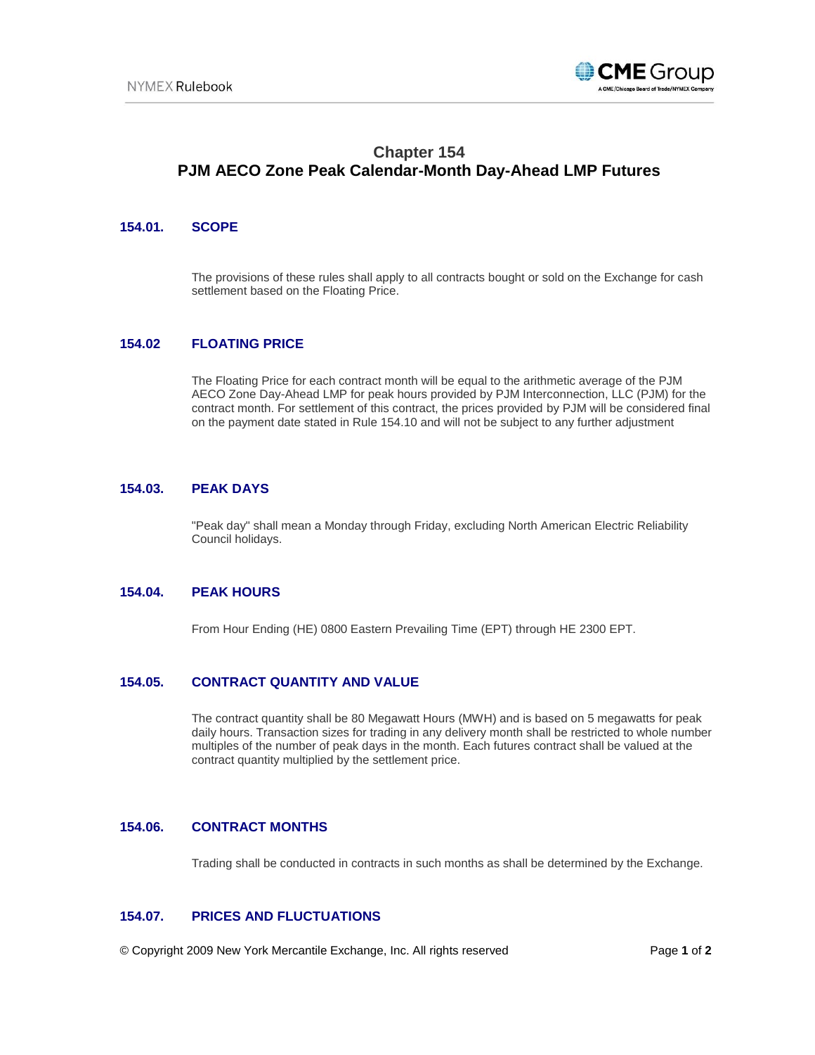# Chapter 154
# PJM AECO Zone Peak Calendar-Month Day-Ahead LMP Futures

## 154.01. SCOPE

The provisions of these rules shall apply to all contracts bought or sold on the Exchange for cash settlement based on the Floating Price.

## 154.02 FLOATING PRICE

The Floating Price for each contract month will be equal to the arithmetic average of the PJM AECO Zone Day-Ahead LMP for peak hours provided by PJM Interconnection, LLC (PJM) for the contract month. For settlement of this contract, the prices provided by PJM will be considered final on the payment date stated in Rule 154.10 and will not be subject to any further adjustment

## 154.03. PEAK DAYS

"Peak day" shall mean a Monday through Friday, excluding North American Electric Reliability Council holidays.

## 154.04. PEAK HOURS

From Hour Ending (HE) 0800 Eastern Prevailing Time (EPT) through HE 2300 EPT.

## 154.05. CONTRACT QUANTITY AND VALUE

The contract quantity shall be 80 Megawatt Hours (MWH) and is based on 5 megawatts for peak daily hours. Transaction sizes for trading in any delivery month shall be restricted to whole number multiples of the number of peak days in the month. Each futures contract shall be valued at the contract quantity multiplied by the settlement price.

## 154.06. CONTRACT MONTHS

Trading shall be conducted in contracts in such months as shall be determined by the Exchange.

## 154.07. PRICES AND FLUCTUATIONS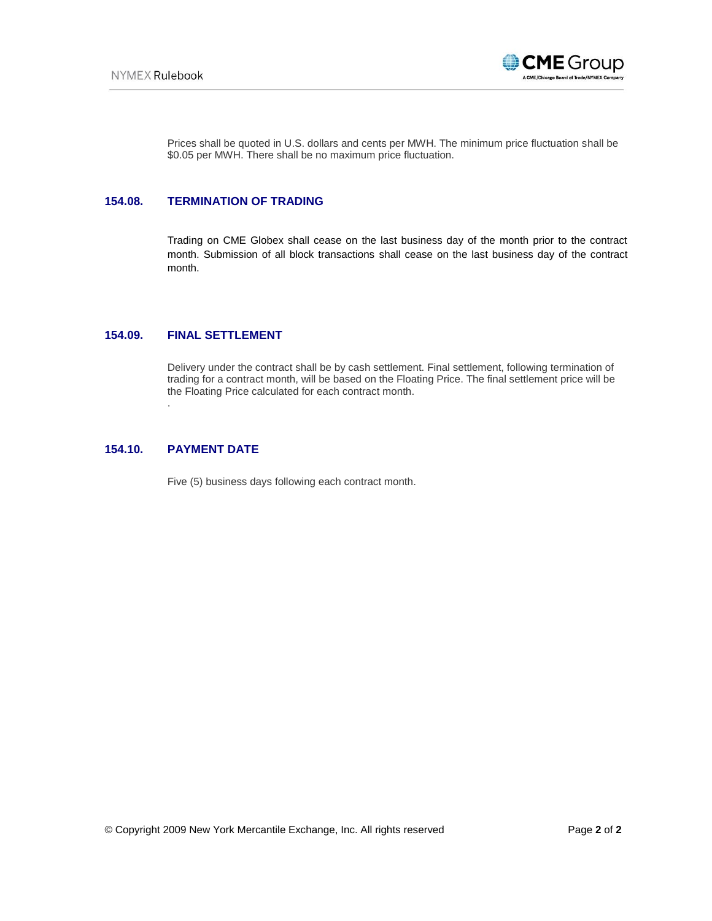Prices shall be quoted in U.S. dollars and cents per MWH. The minimum price fluctuation shall be $0.05 per MWH. There shall be no maximum price fluctuation.

## 154.08. TERMINATION OF TRADING

Trading on CME Globex shall cease on the last business day of the month prior to the contract month. Submission of all block transactions shall cease on the last business day of the contract month.

## 154.09. FINAL SETTLEMENT

Delivery under the contract shall be by cash settlement. Final settlement, following termination of trading for a contract month, will be based on the Floating Price. The final settlement price will be the Floating Price calculated for each contract month.

.

## 154.10. PAYMENT DATE

Five (5) business days following each contract month.